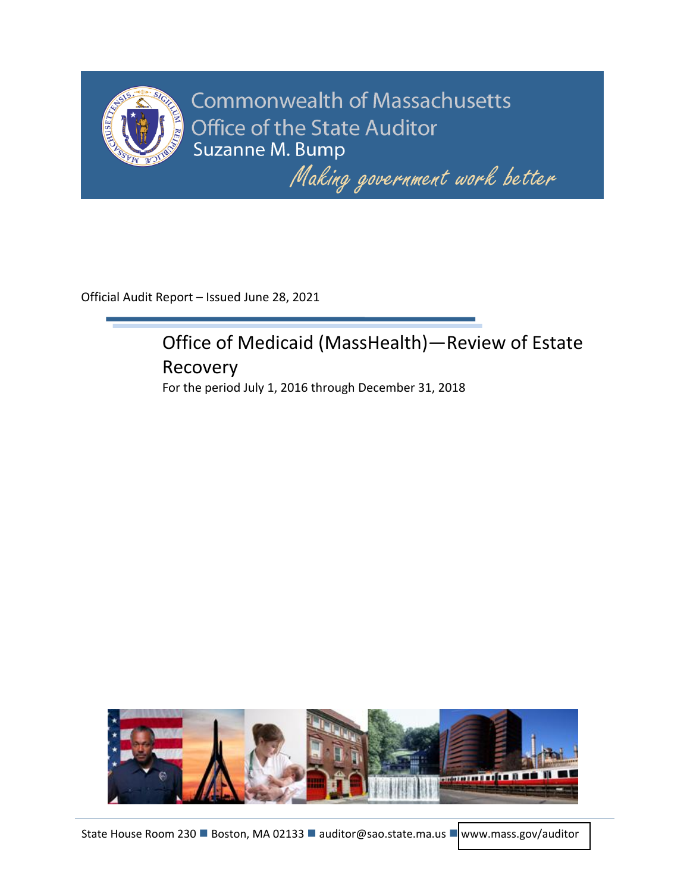Commonwealth of Massachusetts

Office of the State Auditor

Suzanne M. Bump

*Making government work better*

Official Audit Report – Issued June 28, 2021

# Office of Medicaid (MassHealth)—Review of Estate Recovery

For the period July 1, 2016 through December 31, 2018

State House Room 230 ■ Boston, MA 02133 ■ auditor@sao.state.ma.us ■ www.mass.gov/auditor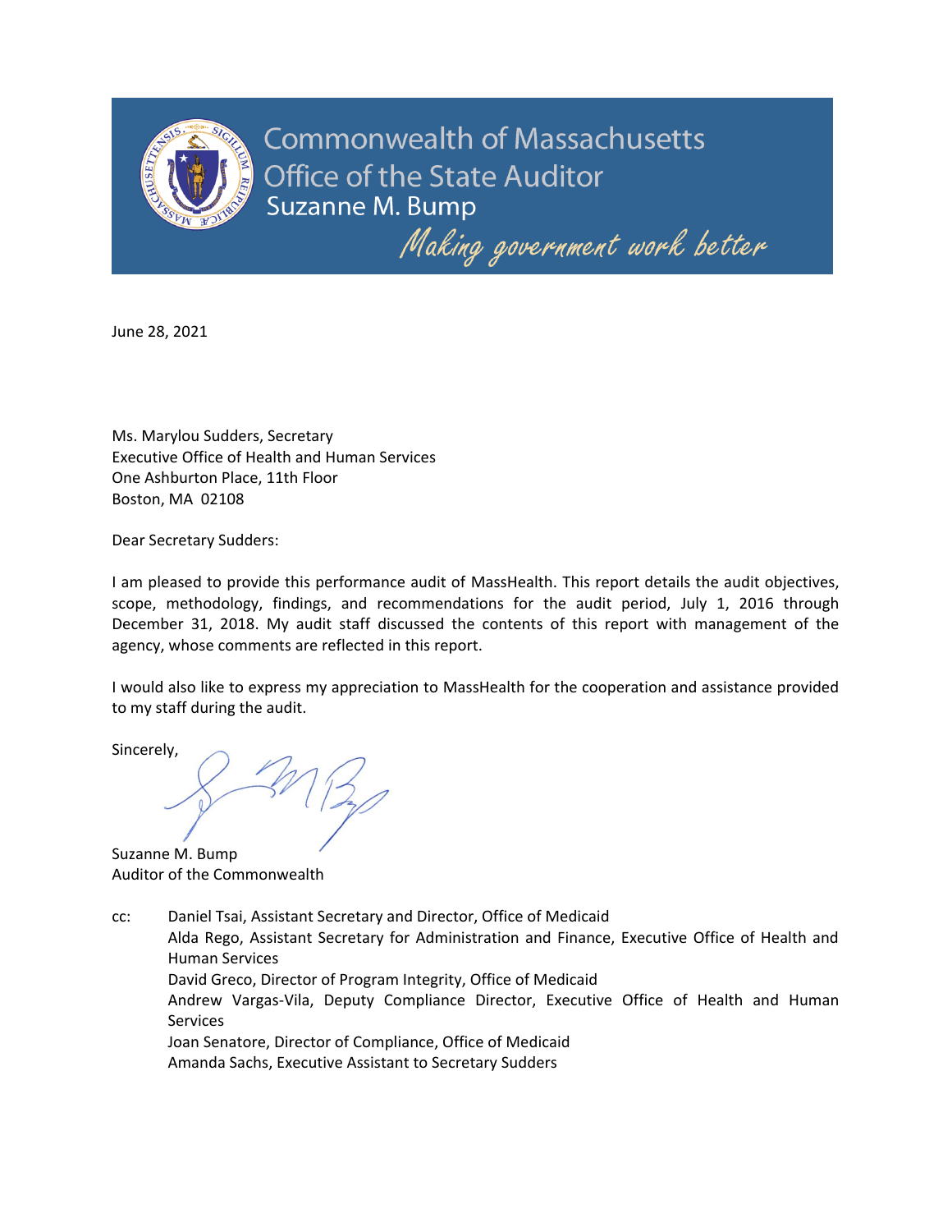Commonwealth of Massachusetts
Office of the State Auditor
Suzanne M. Bump

*Making government work better*

June 28, 2021

Ms. Marylou Sudders, Secretary
Executive Office of Health and Human Services
One Ashburton Place, 11th Floor
Boston, MA 02108

Dear Secretary Sudders:

I am pleased to provide this performance audit of MassHealth. This report details the audit objectives, scope, methodology, findings, and recommendations for the audit period, July 1, 2016 through December 31, 2018. My audit staff discussed the contents of this report with management of the agency, whose comments are reflected in this report.

I would also like to express my appreciation to MassHealth for the cooperation and assistance provided to my staff during the audit.

Sincerely,

Suzanne M. Bump
Auditor of the Commonwealth

cc: Daniel Tsai, Assistant Secretary and Director, Office of Medicaid
Alda Rego, Assistant Secretary for Administration and Finance, Executive Office of Health and Human Services
David Greco, Director of Program Integrity, Office of Medicaid
Andrew Vargas-Vila, Deputy Compliance Director, Executive Office of Health and Human Services
Joan Senatore, Director of Compliance, Office of Medicaid
Amanda Sachs, Executive Assistant to Secretary Sudders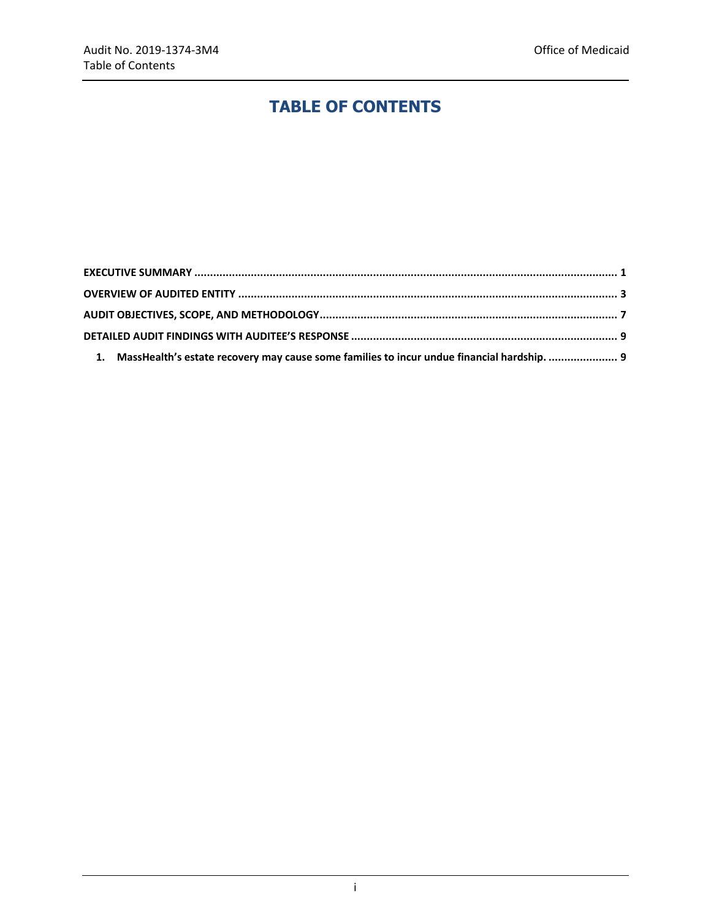# TABLE OF CONTENTS

**EXECUTIVE SUMMARY** ........................................................................................................................ **1**

**OVERVIEW OF AUDITED ENTITY** ........................................................................................................ **3**

**AUDIT OBJECTIVES, SCOPE, AND METHODOLOGY** ................................................................................ **7**

**DETAILED AUDIT FINDINGS WITH AUDITEE'S RESPONSE** ...................................................................... **9**

1. **MassHealth's estate recovery may cause some families to incur undue financial hardship.** ...................... **9**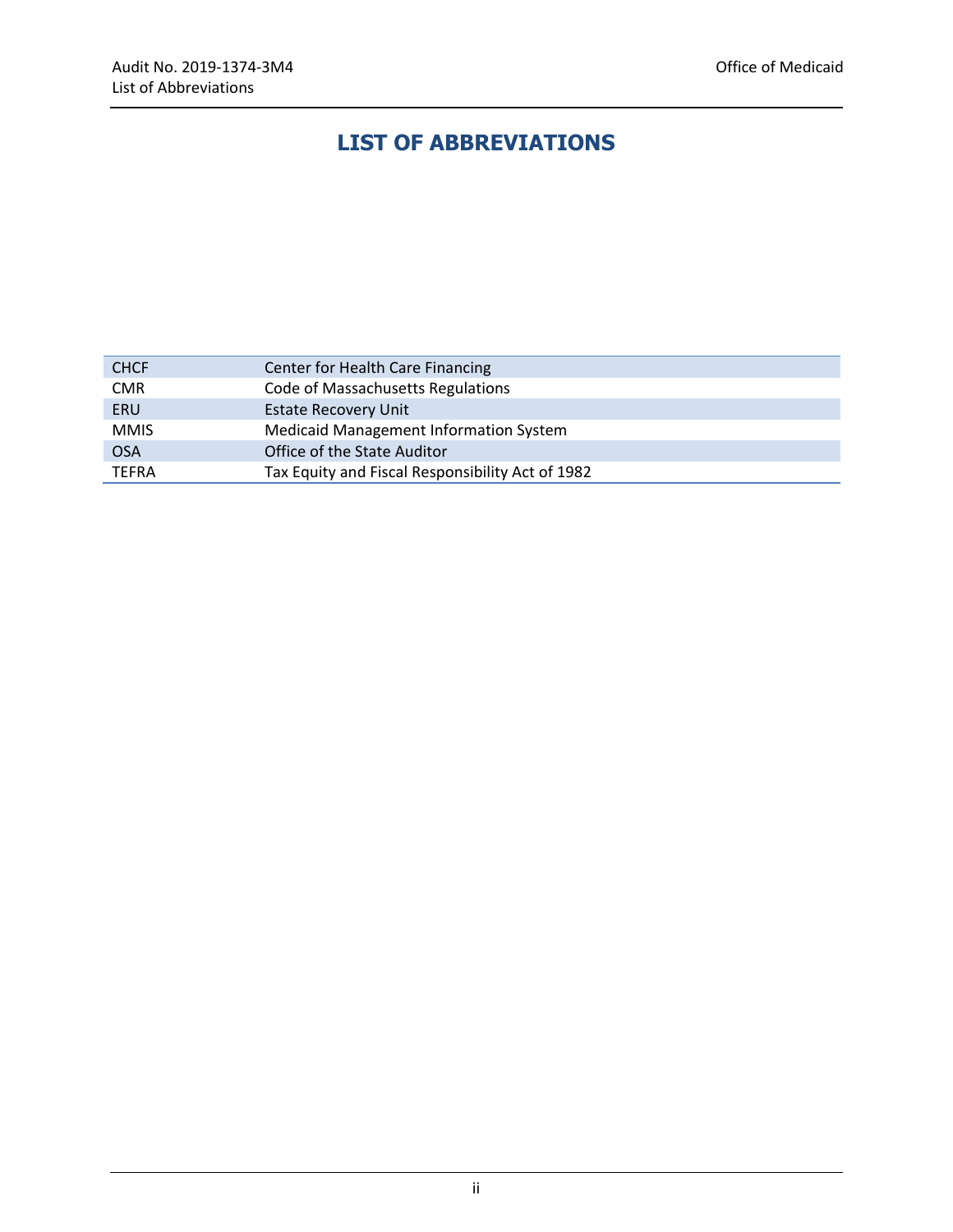# LIST OF ABBREVIATIONS

| | |
|---|---|
| CHCF | Center for Health Care Financing |
| CMR | Code of Massachusetts Regulations |
| ERU | Estate Recovery Unit |
| MMIS | Medicaid Management Information System |
| OSA | Office of the State Auditor |
| TEFRA | Tax Equity and Fiscal Responsibility Act of 1982 |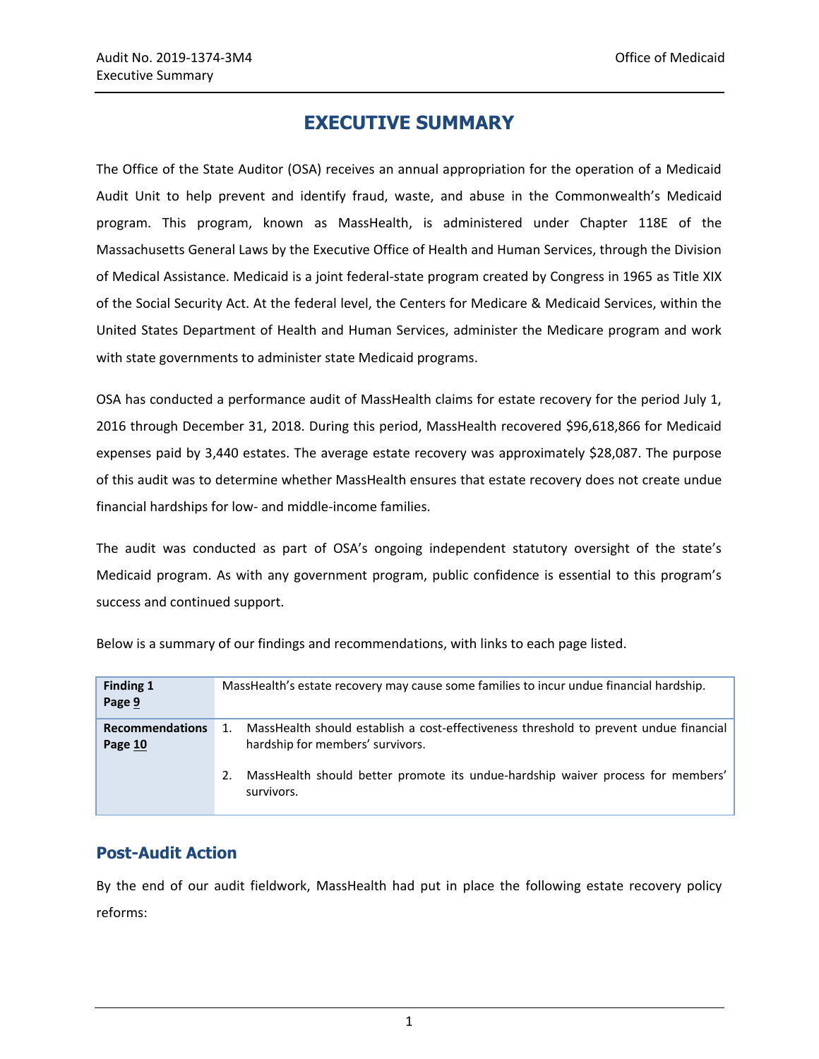# EXECUTIVE SUMMARY

The Office of the State Auditor (OSA) receives an annual appropriation for the operation of a Medicaid Audit Unit to help prevent and identify fraud, waste, and abuse in the Commonwealth's Medicaid program. This program, known as MassHealth, is administered under Chapter 118E of the Massachusetts General Laws by the Executive Office of Health and Human Services, through the Division of Medical Assistance. Medicaid is a joint federal-state program created by Congress in 1965 as Title XIX of the Social Security Act. At the federal level, the Centers for Medicare & Medicaid Services, within the United States Department of Health and Human Services, administer the Medicare program and work with state governments to administer state Medicaid programs.

OSA has conducted a performance audit of MassHealth claims for estate recovery for the period July 1, 2016 through December 31, 2018. During this period, MassHealth recovered $96,618,866 for Medicaid expenses paid by 3,440 estates. The average estate recovery was approximately $28,087. The purpose of this audit was to determine whether MassHealth ensures that estate recovery does not create undue financial hardships for low- and middle-income families.

The audit was conducted as part of OSA's ongoing independent statutory oversight of the state's Medicaid program. As with any government program, public confidence is essential to this program's success and continued support.

Below is a summary of our findings and recommendations, with links to each page listed.

| | |
|---|---|
| **Finding 1**<br>**Page 9** | MassHealth's estate recovery may cause some families to incur undue financial hardship. |
| **Recommendations**<br>**Page 10** | 1. MassHealth should establish a cost-effectiveness threshold to prevent undue financial hardship for members' survivors.<br>2. MassHealth should better promote its undue-hardship waiver process for members' survivors. |

## Post-Audit Action

By the end of our audit fieldwork, MassHealth had put in place the following estate recovery policy reforms: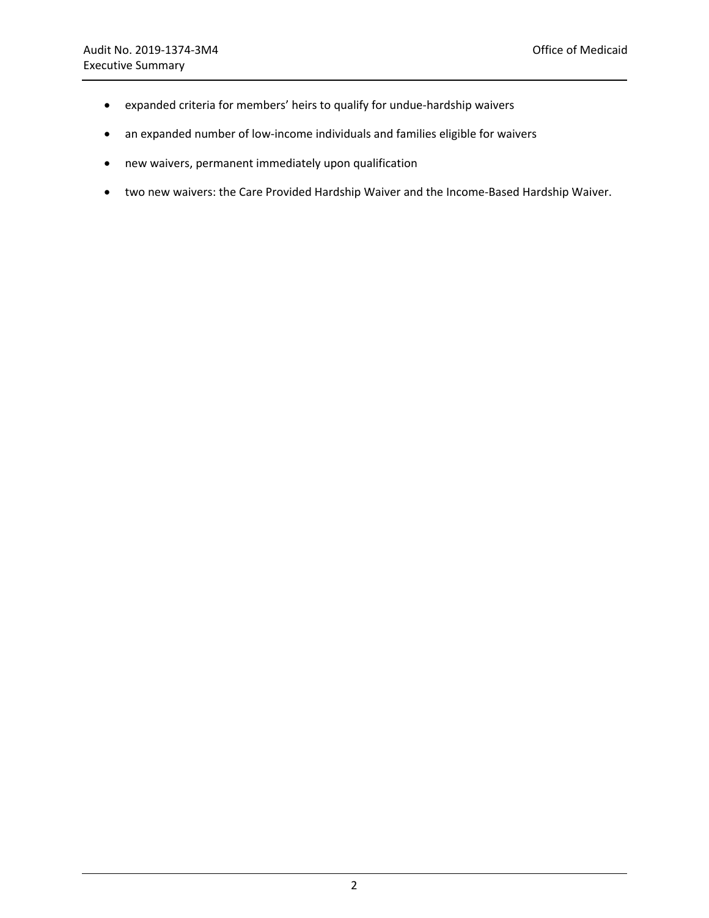- expanded criteria for members' heirs to qualify for undue-hardship waivers
- an expanded number of low-income individuals and families eligible for waivers
- new waivers, permanent immediately upon qualification
- two new waivers: the Care Provided Hardship Waiver and the Income-Based Hardship Waiver.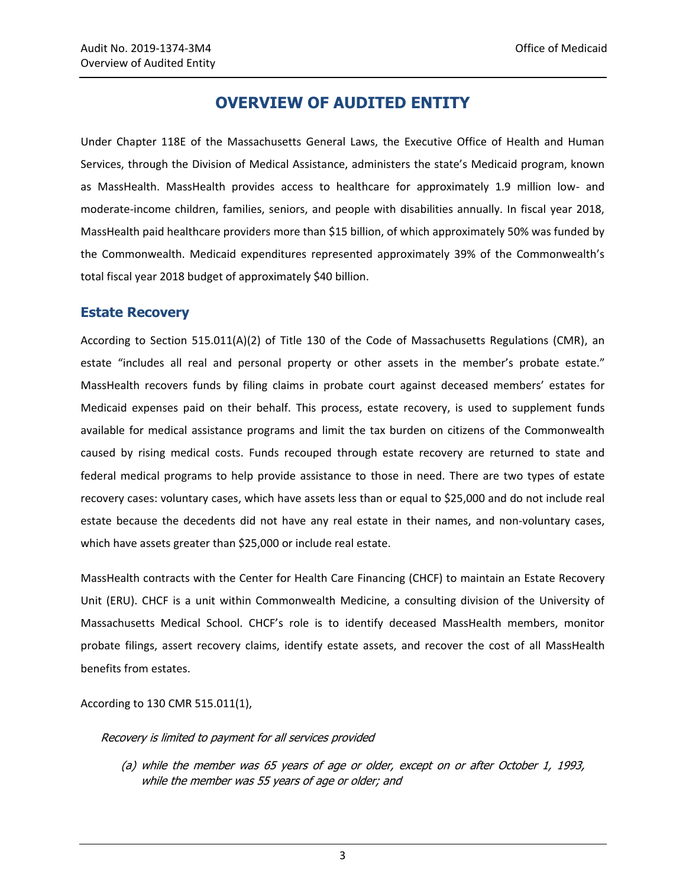# OVERVIEW OF AUDITED ENTITY

Under Chapter 118E of the Massachusetts General Laws, the Executive Office of Health and Human Services, through the Division of Medical Assistance, administers the state's Medicaid program, known as MassHealth. MassHealth provides access to healthcare for approximately 1.9 million low- and moderate-income children, families, seniors, and people with disabilities annually. In fiscal year 2018, MassHealth paid healthcare providers more than $15 billion, of which approximately 50% was funded by the Commonwealth. Medicaid expenditures represented approximately 39% of the Commonwealth's total fiscal year 2018 budget of approximately $40 billion.

## Estate Recovery

According to Section 515.011(A)(2) of Title 130 of the Code of Massachusetts Regulations (CMR), an estate "includes all real and personal property or other assets in the member's probate estate." MassHealth recovers funds by filing claims in probate court against deceased members' estates for Medicaid expenses paid on their behalf. This process, estate recovery, is used to supplement funds available for medical assistance programs and limit the tax burden on citizens of the Commonwealth caused by rising medical costs. Funds recouped through estate recovery are returned to state and federal medical programs to help provide assistance to those in need. There are two types of estate recovery cases: voluntary cases, which have assets less than or equal to $25,000 and do not include real estate because the decedents did not have any real estate in their names, and non-voluntary cases, which have assets greater than $25,000 or include real estate.

MassHealth contracts with the Center for Health Care Financing (CHCF) to maintain an Estate Recovery Unit (ERU). CHCF is a unit within Commonwealth Medicine, a consulting division of the University of Massachusetts Medical School. CHCF's role is to identify deceased MassHealth members, monitor probate filings, assert recovery claims, identify estate assets, and recover the cost of all MassHealth benefits from estates.

According to 130 CMR 515.011(1),

> *Recovery is limited to payment for all services provided*
>
> *(a) while the member was 65 years of age or older, except on or after October 1, 1993, while the member was 55 years of age or older; and*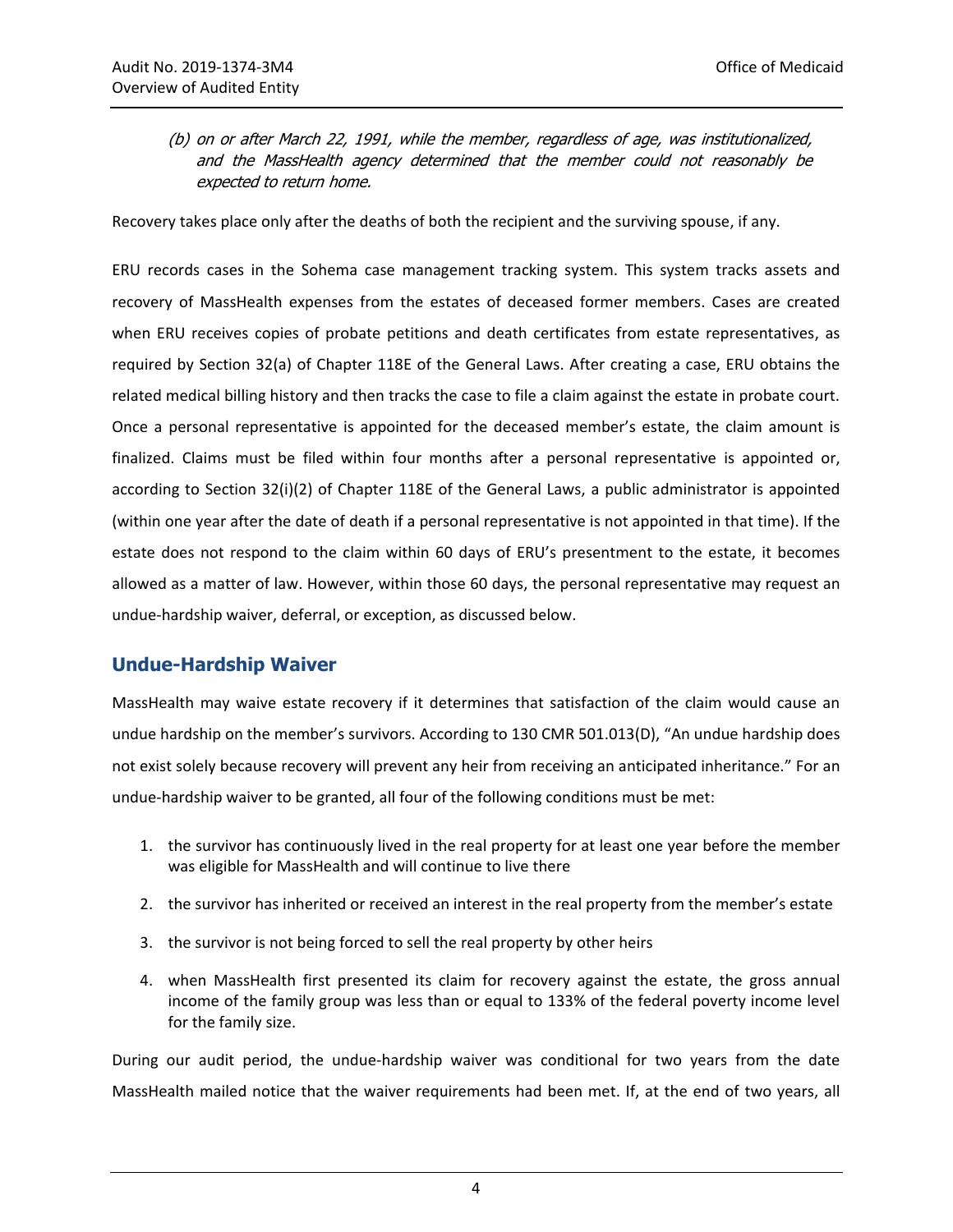*(b) on or after March 22, 1991, while the member, regardless of age, was institutionalized, and the MassHealth agency determined that the member could not reasonably be expected to return home.*

Recovery takes place only after the deaths of both the recipient and the surviving spouse, if any.

ERU records cases in the Sohema case management tracking system. This system tracks assets and recovery of MassHealth expenses from the estates of deceased former members. Cases are created when ERU receives copies of probate petitions and death certificates from estate representatives, as required by Section 32(a) of Chapter 118E of the General Laws. After creating a case, ERU obtains the related medical billing history and then tracks the case to file a claim against the estate in probate court. Once a personal representative is appointed for the deceased member's estate, the claim amount is finalized. Claims must be filed within four months after a personal representative is appointed or, according to Section 32(i)(2) of Chapter 118E of the General Laws, a public administrator is appointed (within one year after the date of death if a personal representative is not appointed in that time). If the estate does not respond to the claim within 60 days of ERU's presentment to the estate, it becomes allowed as a matter of law. However, within those 60 days, the personal representative may request an undue-hardship waiver, deferral, or exception, as discussed below.

## Undue-Hardship Waiver

MassHealth may waive estate recovery if it determines that satisfaction of the claim would cause an undue hardship on the member's survivors. According to 130 CMR 501.013(D), "An undue hardship does not exist solely because recovery will prevent any heir from receiving an anticipated inheritance." For an undue-hardship waiver to be granted, all four of the following conditions must be met:

1. the survivor has continuously lived in the real property for at least one year before the member was eligible for MassHealth and will continue to live there
2. the survivor has inherited or received an interest in the real property from the member's estate
3. the survivor is not being forced to sell the real property by other heirs
4. when MassHealth first presented its claim for recovery against the estate, the gross annual income of the family group was less than or equal to 133% of the federal poverty income level for the family size.

During our audit period, the undue-hardship waiver was conditional for two years from the date MassHealth mailed notice that the waiver requirements had been met. If, at the end of two years, all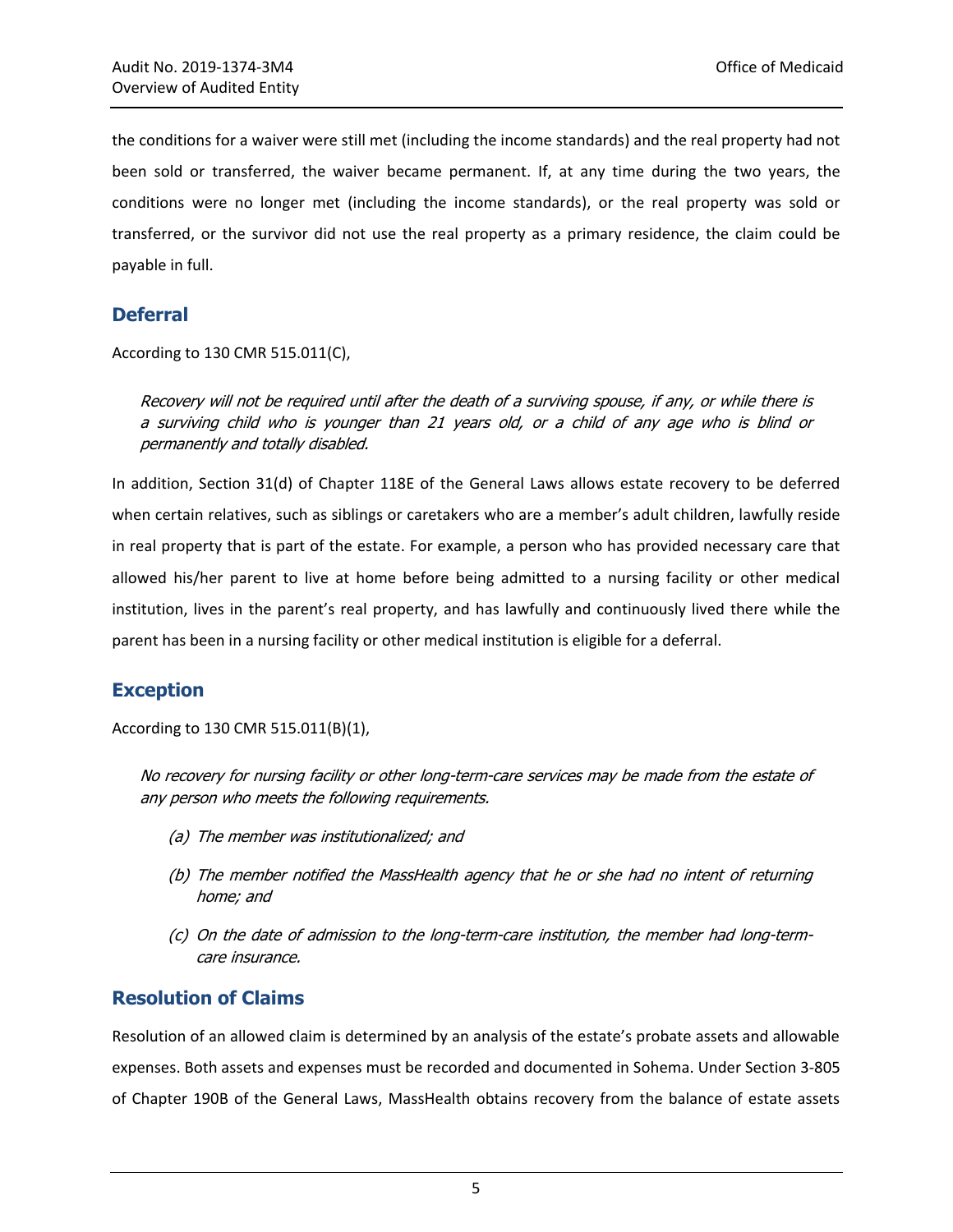the conditions for a waiver were still met (including the income standards) and the real property had not been sold or transferred, the waiver became permanent. If, at any time during the two years, the conditions were no longer met (including the income standards), or the real property was sold or transferred, or the survivor did not use the real property as a primary residence, the claim could be payable in full.

## Deferral

According to 130 CMR 515.011(C),

> *Recovery will not be required until after the death of a surviving spouse, if any, or while there is a surviving child who is younger than 21 years old, or a child of any age who is blind or permanently and totally disabled.*

In addition, Section 31(d) of Chapter 118E of the General Laws allows estate recovery to be deferred when certain relatives, such as siblings or caretakers who are a member's adult children, lawfully reside in real property that is part of the estate. For example, a person who has provided necessary care that allowed his/her parent to live at home before being admitted to a nursing facility or other medical institution, lives in the parent's real property, and has lawfully and continuously lived there while the parent has been in a nursing facility or other medical institution is eligible for a deferral.

## Exception

According to 130 CMR 515.011(B)(1),

> *No recovery for nursing facility or other long-term-care services may be made from the estate of any person who meets the following requirements.*
>
> *(a) The member was institutionalized; and*
>
> *(b) The member notified the MassHealth agency that he or she had no intent of returning home; and*
>
> *(c) On the date of admission to the long-term-care institution, the member had long-term-care insurance.*

## Resolution of Claims

Resolution of an allowed claim is determined by an analysis of the estate's probate assets and allowable expenses. Both assets and expenses must be recorded and documented in Sohema. Under Section 3-805 of Chapter 190B of the General Laws, MassHealth obtains recovery from the balance of estate assets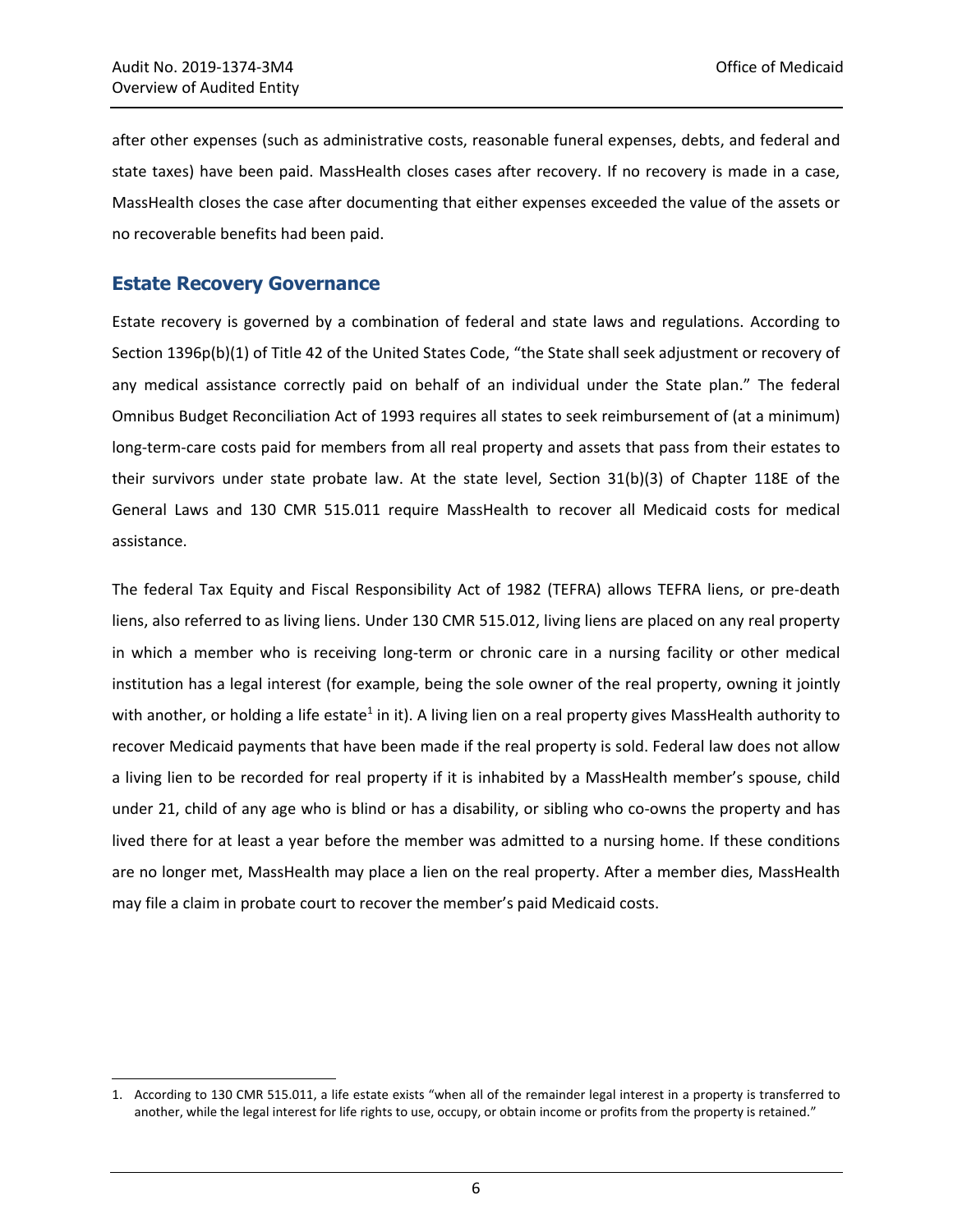after other expenses (such as administrative costs, reasonable funeral expenses, debts, and federal and state taxes) have been paid. MassHealth closes cases after recovery. If no recovery is made in a case, MassHealth closes the case after documenting that either expenses exceeded the value of the assets or no recoverable benefits had been paid.

## Estate Recovery Governance

Estate recovery is governed by a combination of federal and state laws and regulations. According to Section 1396p(b)(1) of Title 42 of the United States Code, "the State shall seek adjustment or recovery of any medical assistance correctly paid on behalf of an individual under the State plan." The federal Omnibus Budget Reconciliation Act of 1993 requires all states to seek reimbursement of (at a minimum) long-term-care costs paid for members from all real property and assets that pass from their estates to their survivors under state probate law. At the state level, Section 31(b)(3) of Chapter 118E of the General Laws and 130 CMR 515.011 require MassHealth to recover all Medicaid costs for medical assistance.

The federal Tax Equity and Fiscal Responsibility Act of 1982 (TEFRA) allows TEFRA liens, or pre-death liens, also referred to as living liens. Under 130 CMR 515.012, living liens are placed on any real property in which a member who is receiving long-term or chronic care in a nursing facility or other medical institution has a legal interest (for example, being the sole owner of the real property, owning it jointly with another, or holding a life estate[1] in it). A living lien on a real property gives MassHealth authority to recover Medicaid payments that have been made if the real property is sold. Federal law does not allow a living lien to be recorded for real property if it is inhabited by a MassHealth member's spouse, child under 21, child of any age who is blind or has a disability, or sibling who co-owns the property and has lived there for at least a year before the member was admitted to a nursing home. If these conditions are no longer met, MassHealth may place a lien on the real property. After a member dies, MassHealth may file a claim in probate court to recover the member's paid Medicaid costs.

1. According to 130 CMR 515.011, a life estate exists "when all of the remainder legal interest in a property is transferred to another, while the legal interest for life rights to use, occupy, or obtain income or profits from the property is retained."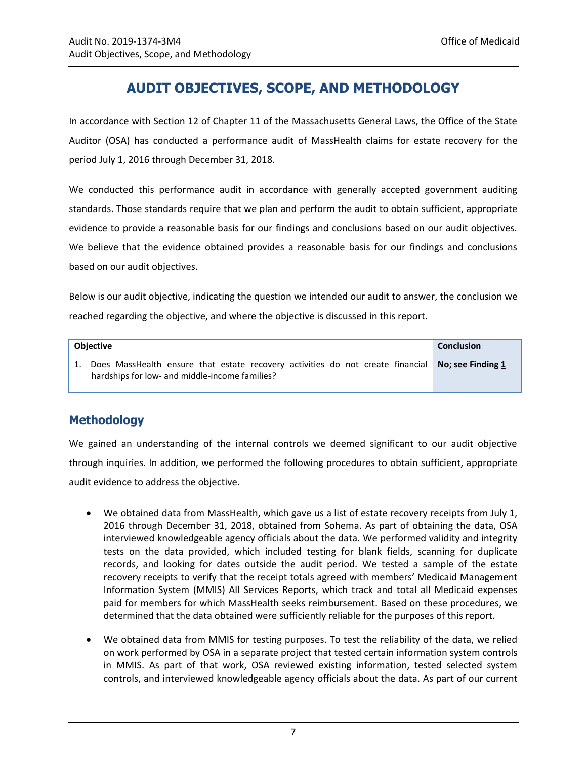# AUDIT OBJECTIVES, SCOPE, AND METHODOLOGY

In accordance with Section 12 of Chapter 11 of the Massachusetts General Laws, the Office of the State Auditor (OSA) has conducted a performance audit of MassHealth claims for estate recovery for the period July 1, 2016 through December 31, 2018.

We conducted this performance audit in accordance with generally accepted government auditing standards. Those standards require that we plan and perform the audit to obtain sufficient, appropriate evidence to provide a reasonable basis for our findings and conclusions based on our audit objectives. We believe that the evidence obtained provides a reasonable basis for our findings and conclusions based on our audit objectives.

Below is our audit objective, indicating the question we intended our audit to answer, the conclusion we reached regarding the objective, and where the objective is discussed in this report.

| Objective | Conclusion |
|---|---|
| 1. Does MassHealth ensure that estate recovery activities do not create financial hardships for low- and middle-income families? | **No; see Finding 1** |

## Methodology

We gained an understanding of the internal controls we deemed significant to our audit objective through inquiries. In addition, we performed the following procedures to obtain sufficient, appropriate audit evidence to address the objective.

- We obtained data from MassHealth, which gave us a list of estate recovery receipts from July 1, 2016 through December 31, 2018, obtained from Sohema. As part of obtaining the data, OSA interviewed knowledgeable agency officials about the data. We performed validity and integrity tests on the data provided, which included testing for blank fields, scanning for duplicate records, and looking for dates outside the audit period. We tested a sample of the estate recovery receipts to verify that the receipt totals agreed with members' Medicaid Management Information System (MMIS) All Services Reports, which track and total all Medicaid expenses paid for members for which MassHealth seeks reimbursement. Based on these procedures, we determined that the data obtained were sufficiently reliable for the purposes of this report.
- We obtained data from MMIS for testing purposes. To test the reliability of the data, we relied on work performed by OSA in a separate project that tested certain information system controls in MMIS. As part of that work, OSA reviewed existing information, tested selected system controls, and interviewed knowledgeable agency officials about the data. As part of our current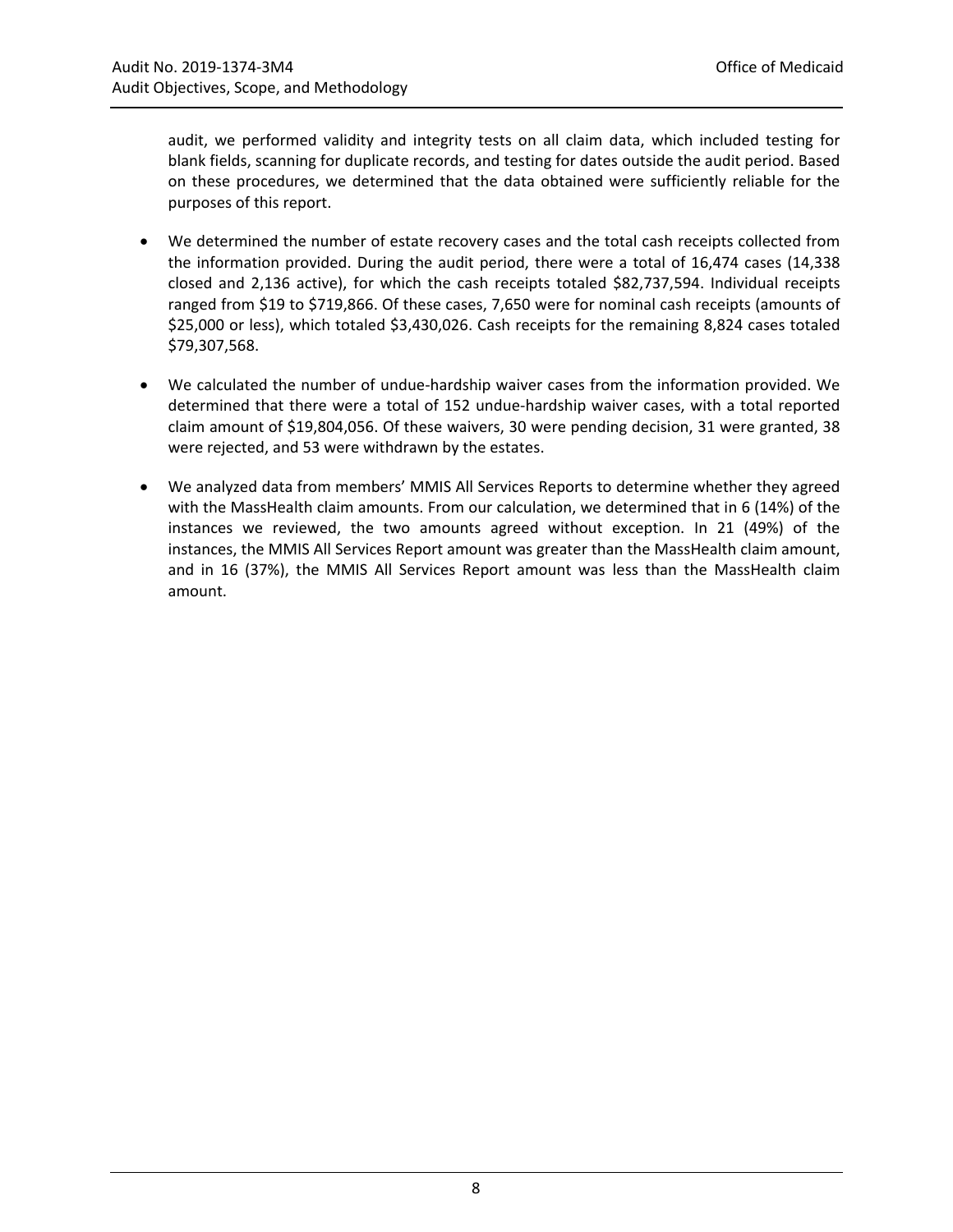audit, we performed validity and integrity tests on all claim data, which included testing for blank fields, scanning for duplicate records, and testing for dates outside the audit period. Based on these procedures, we determined that the data obtained were sufficiently reliable for the purposes of this report.

- We determined the number of estate recovery cases and the total cash receipts collected from the information provided. During the audit period, there were a total of 16,474 cases (14,338 closed and 2,136 active), for which the cash receipts totaled $82,737,594. Individual receipts ranged from $19 to $719,866. Of these cases, 7,650 were for nominal cash receipts (amounts of $25,000 or less), which totaled $3,430,026. Cash receipts for the remaining 8,824 cases totaled $79,307,568.

- We calculated the number of undue-hardship waiver cases from the information provided. We determined that there were a total of 152 undue-hardship waiver cases, with a total reported claim amount of $19,804,056. Of these waivers, 30 were pending decision, 31 were granted, 38 were rejected, and 53 were withdrawn by the estates.

- We analyzed data from members' MMIS All Services Reports to determine whether they agreed with the MassHealth claim amounts. From our calculation, we determined that in 6 (14%) of the instances we reviewed, the two amounts agreed without exception. In 21 (49%) of the instances, the MMIS All Services Report amount was greater than the MassHealth claim amount, and in 16 (37%), the MMIS All Services Report amount was less than the MassHealth claim amount.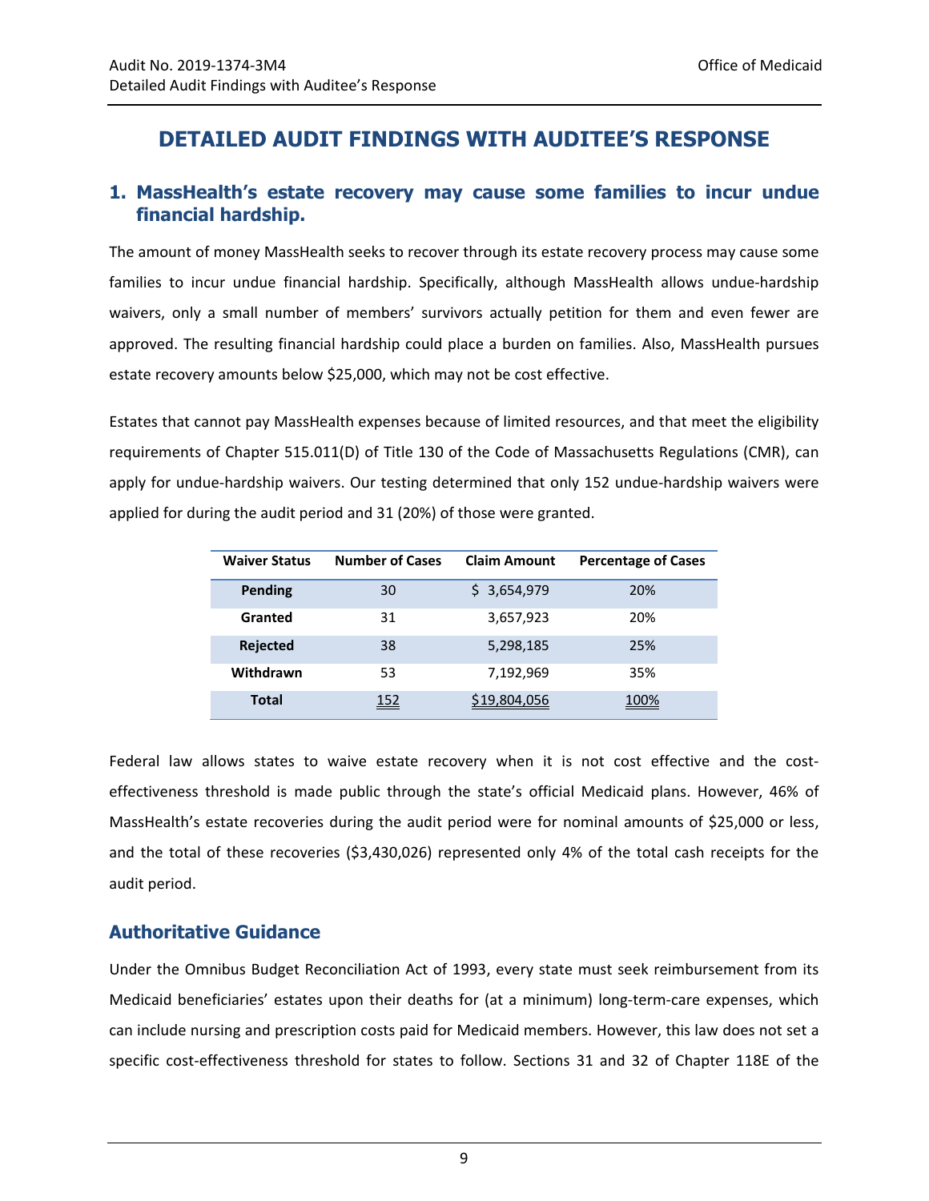# DETAILED AUDIT FINDINGS WITH AUDITEE'S RESPONSE

## 1. MassHealth's estate recovery may cause some families to incur undue financial hardship.

The amount of money MassHealth seeks to recover through its estate recovery process may cause some families to incur undue financial hardship. Specifically, although MassHealth allows undue-hardship waivers, only a small number of members' survivors actually petition for them and even fewer are approved. The resulting financial hardship could place a burden on families. Also, MassHealth pursues estate recovery amounts below $25,000, which may not be cost effective.

Estates that cannot pay MassHealth expenses because of limited resources, and that meet the eligibility requirements of Chapter 515.011(D) of Title 130 of the Code of Massachusetts Regulations (CMR), can apply for undue-hardship waivers. Our testing determined that only 152 undue-hardship waivers were applied for during the audit period and 31 (20%) of those were granted.

| Waiver Status | Number of Cases | Claim Amount | Percentage of Cases |
|---|---|---|---|
| **Pending** | 30 | $ 3,654,979 | 20% |
| **Granted** | 31 | 3,657,923 | 20% |
| **Rejected** | 38 | 5,298,185 | 25% |
| **Withdrawn** | 53 | 7,192,969 | 35% |
| **Total** | 152 | $19,804,056 | 100% |

Federal law allows states to waive estate recovery when it is not cost effective and the cost-effectiveness threshold is made public through the state's official Medicaid plans. However, 46% of MassHealth's estate recoveries during the audit period were for nominal amounts of $25,000 or less, and the total of these recoveries ($3,430,026) represented only 4% of the total cash receipts for the audit period.

### Authoritative Guidance

Under the Omnibus Budget Reconciliation Act of 1993, every state must seek reimbursement from its Medicaid beneficiaries' estates upon their deaths for (at a minimum) long-term-care expenses, which can include nursing and prescription costs paid for Medicaid members. However, this law does not set a specific cost-effectiveness threshold for states to follow. Sections 31 and 32 of Chapter 118E of the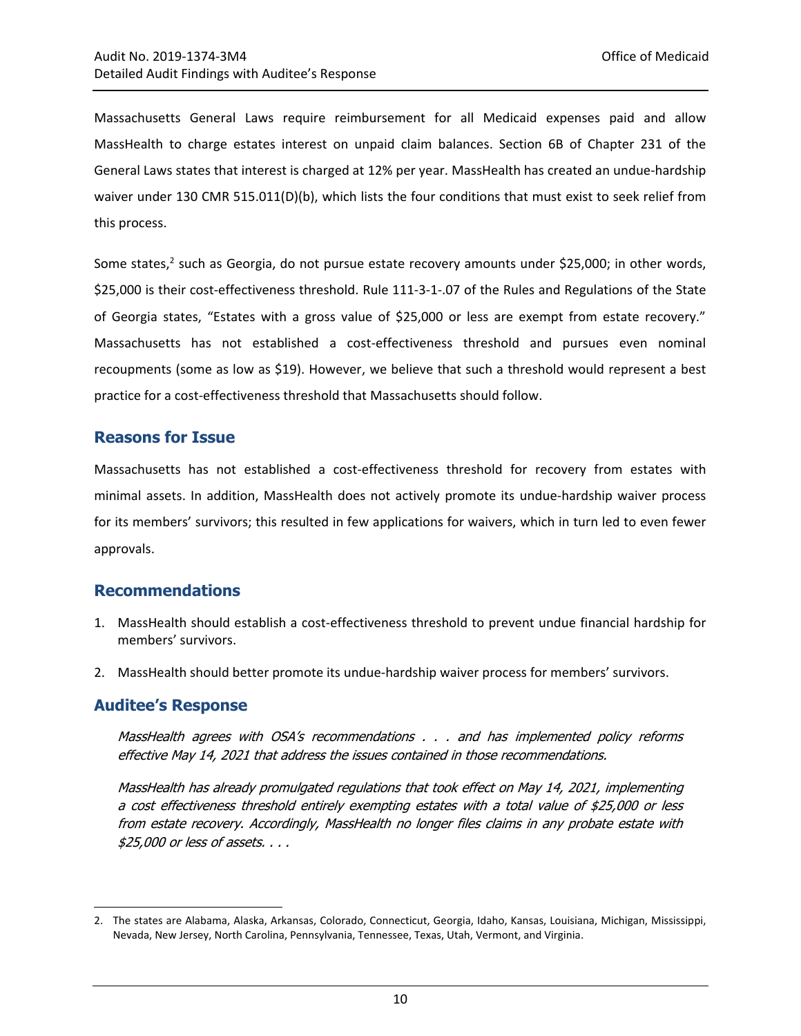Massachusetts General Laws require reimbursement for all Medicaid expenses paid and allow MassHealth to charge estates interest on unpaid claim balances. Section 6B of Chapter 231 of the General Laws states that interest is charged at 12% per year. MassHealth has created an undue-hardship waiver under 130 CMR 515.011(D)(b), which lists the four conditions that must exist to seek relief from this process.

Some states,[2] such as Georgia, do not pursue estate recovery amounts under $25,000; in other words, $25,000 is their cost-effectiveness threshold. Rule 111-3-1-.07 of the Rules and Regulations of the State of Georgia states, "Estates with a gross value of $25,000 or less are exempt from estate recovery." Massachusetts has not established a cost-effectiveness threshold and pursues even nominal recoupments (some as low as $19). However, we believe that such a threshold would represent a best practice for a cost-effectiveness threshold that Massachusetts should follow.

## Reasons for Issue

Massachusetts has not established a cost-effectiveness threshold for recovery from estates with minimal assets. In addition, MassHealth does not actively promote its undue-hardship waiver process for its members' survivors; this resulted in few applications for waivers, which in turn led to even fewer approvals.

## Recommendations

1. MassHealth should establish a cost-effectiveness threshold to prevent undue financial hardship for members' survivors.
2. MassHealth should better promote its undue-hardship waiver process for members' survivors.

## Auditee's Response

*MassHealth agrees with OSA's recommendations . . . and has implemented policy reforms effective May 14, 2021 that address the issues contained in those recommendations.*

*MassHealth has already promulgated regulations that took effect on May 14, 2021, implementing a cost effectiveness threshold entirely exempting estates with a total value of $25,000 or less from estate recovery. Accordingly, MassHealth no longer files claims in any probate estate with $25,000 or less of assets. . . .*

---

2. The states are Alabama, Alaska, Arkansas, Colorado, Connecticut, Georgia, Idaho, Kansas, Louisiana, Michigan, Mississippi, Nevada, New Jersey, North Carolina, Pennsylvania, Tennessee, Texas, Utah, Vermont, and Virginia.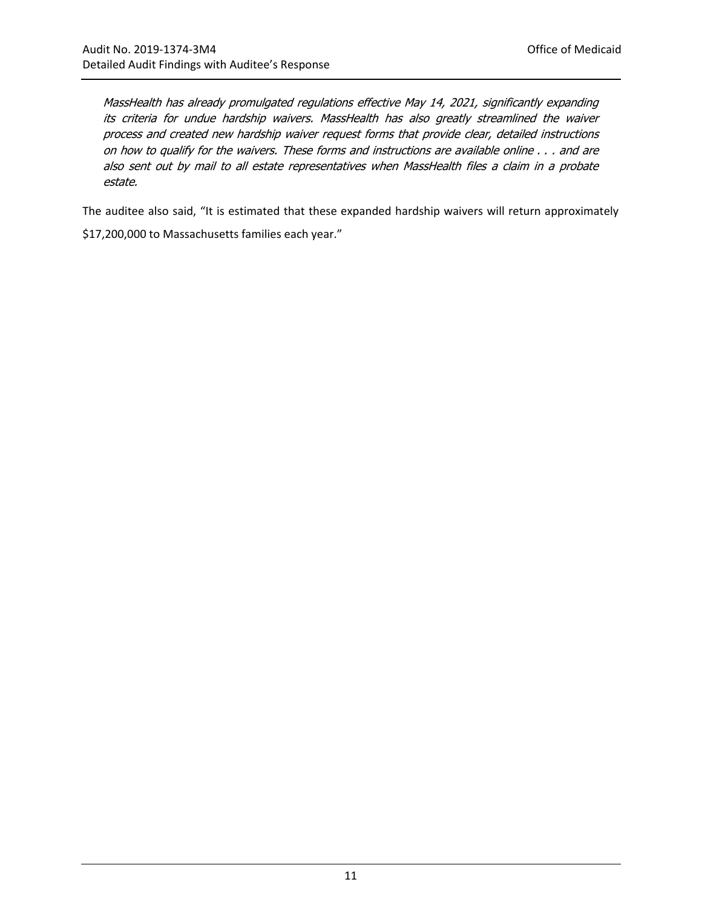*MassHealth has already promulgated regulations effective May 14, 2021, significantly expanding its criteria for undue hardship waivers. MassHealth has also greatly streamlined the waiver process and created new hardship waiver request forms that provide clear, detailed instructions on how to qualify for the waivers. These forms and instructions are available online . . . and are also sent out by mail to all estate representatives when MassHealth files a claim in a probate estate.*

The auditee also said, "It is estimated that these expanded hardship waivers will return approximately $17,200,000 to Massachusetts families each year."